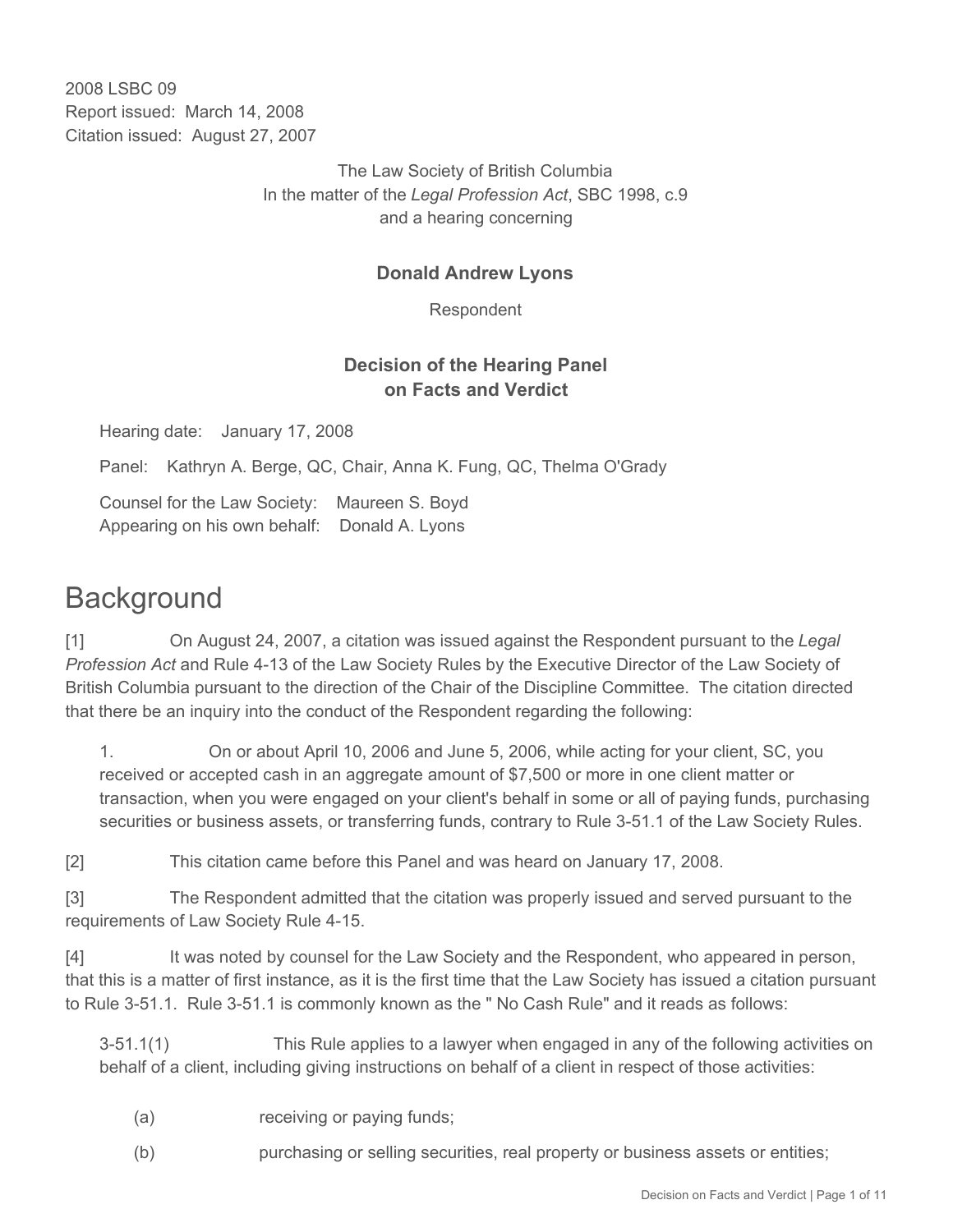2008 LSBC 09
Report issued: March 14, 2008
Citation issued: August 27, 2007

The Law Society of British Columbia
In the matter of the *Legal Profession Act*, SBC 1998, c.9
and a hearing concerning

**Donald Andrew Lyons**

Respondent

**Decision of the Hearing Panel on Facts and Verdict**

Hearing date: January 17, 2008

Panel: Kathryn A. Berge, QC, Chair, Anna K. Fung, QC, Thelma O'Grady

Counsel for the Law Society: Maureen S. Boyd
Appearing on his own behalf: Donald A. Lyons

# Background

[1] On August 24, 2007, a citation was issued against the Respondent pursuant to the *Legal Profession Act* and Rule 4-13 of the Law Society Rules by the Executive Director of the Law Society of British Columbia pursuant to the direction of the Chair of the Discipline Committee. The citation directed that there be an inquiry into the conduct of the Respondent regarding the following:

> 1. On or about April 10, 2006 and June 5, 2006, while acting for your client, SC, you received or accepted cash in an aggregate amount of $7,500 or more in one client matter or transaction, when you were engaged on your client's behalf in some or all of paying funds, purchasing securities or business assets, or transferring funds, contrary to Rule 3-51.1 of the Law Society Rules.

[2] This citation came before this Panel and was heard on January 17, 2008.

[3] The Respondent admitted that the citation was properly issued and served pursuant to the requirements of Law Society Rule 4-15.

[4] It was noted by counsel for the Law Society and the Respondent, who appeared in person, that this is a matter of first instance, as it is the first time that the Law Society has issued a citation pursuant to Rule 3-51.1. Rule 3-51.1 is commonly known as the " No Cash Rule" and it reads as follows:

> 3-51.1(1) This Rule applies to a lawyer when engaged in any of the following activities on behalf of a client, including giving instructions on behalf of a client in respect of those activities:
>
> (a) receiving or paying funds;
>
> (b) purchasing or selling securities, real property or business assets or entities;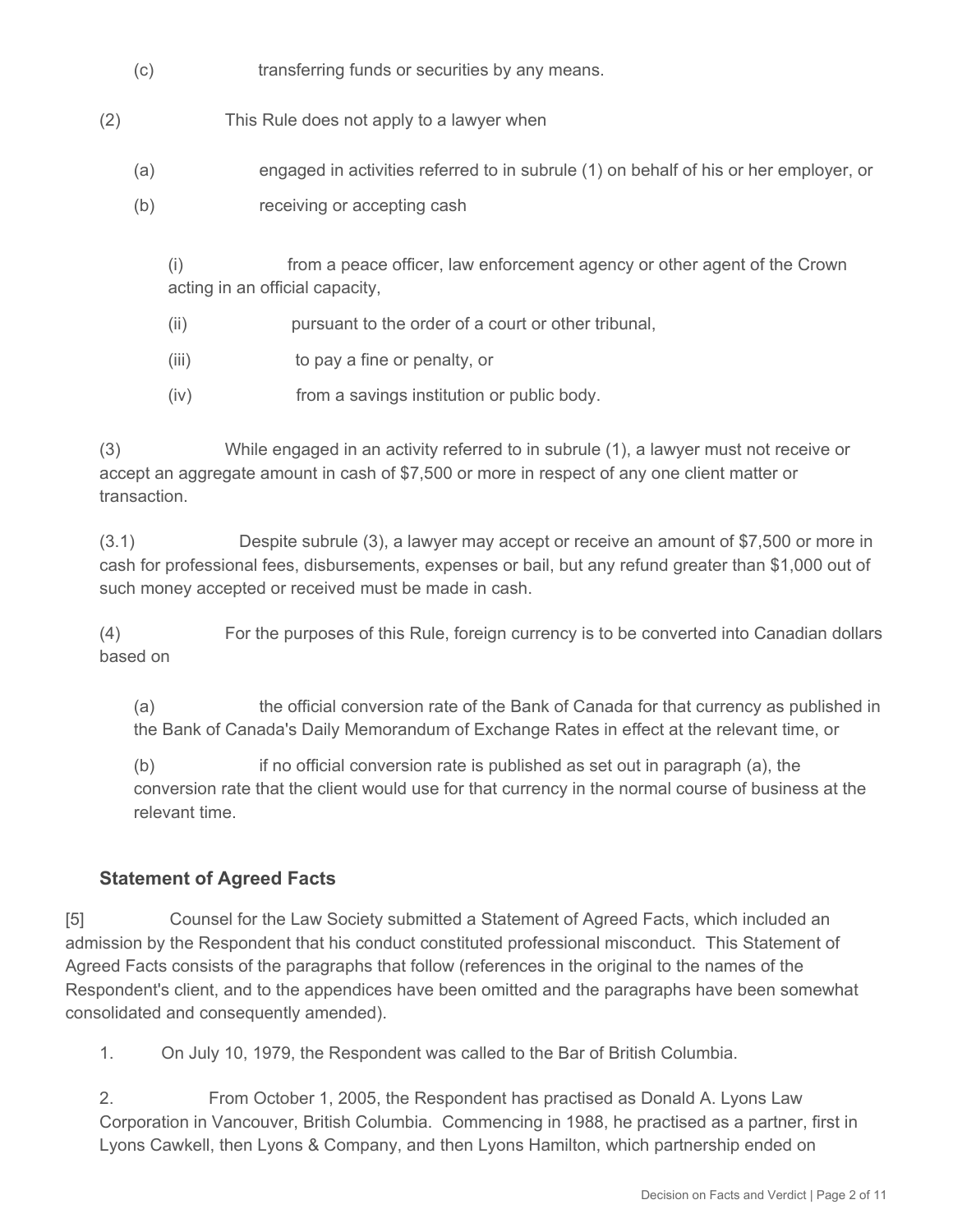(c) transferring funds or securities by any means.

(2) This Rule does not apply to a lawyer when

(a) engaged in activities referred to in subrule (1) on behalf of his or her employer, or

(b) receiving or accepting cash

(i) from a peace officer, law enforcement agency or other agent of the Crown acting in an official capacity,

(ii) pursuant to the order of a court or other tribunal,

(iii) to pay a fine or penalty, or

(iv) from a savings institution or public body.

(3) While engaged in an activity referred to in subrule (1), a lawyer must not receive or accept an aggregate amount in cash of $7,500 or more in respect of any one client matter or transaction.

(3.1) Despite subrule (3), a lawyer may accept or receive an amount of $7,500 or more in cash for professional fees, disbursements, expenses or bail, but any refund greater than $1,000 out of such money accepted or received must be made in cash.

(4) For the purposes of this Rule, foreign currency is to be converted into Canadian dollars based on

(a) the official conversion rate of the Bank of Canada for that currency as published in the Bank of Canada's Daily Memorandum of Exchange Rates in effect at the relevant time, or

(b) if no official conversion rate is published as set out in paragraph (a), the conversion rate that the client would use for that currency in the normal course of business at the relevant time.

### Statement of Agreed Facts

[5] Counsel for the Law Society submitted a Statement of Agreed Facts, which included an admission by the Respondent that his conduct constituted professional misconduct. This Statement of Agreed Facts consists of the paragraphs that follow (references in the original to the names of the Respondent's client, and to the appendices have been omitted and the paragraphs have been somewhat consolidated and consequently amended).

1. On July 10, 1979, the Respondent was called to the Bar of British Columbia.

2. From October 1, 2005, the Respondent has practised as Donald A. Lyons Law Corporation in Vancouver, British Columbia. Commencing in 1988, he practised as a partner, first in Lyons Cawkell, then Lyons & Company, and then Lyons Hamilton, which partnership ended on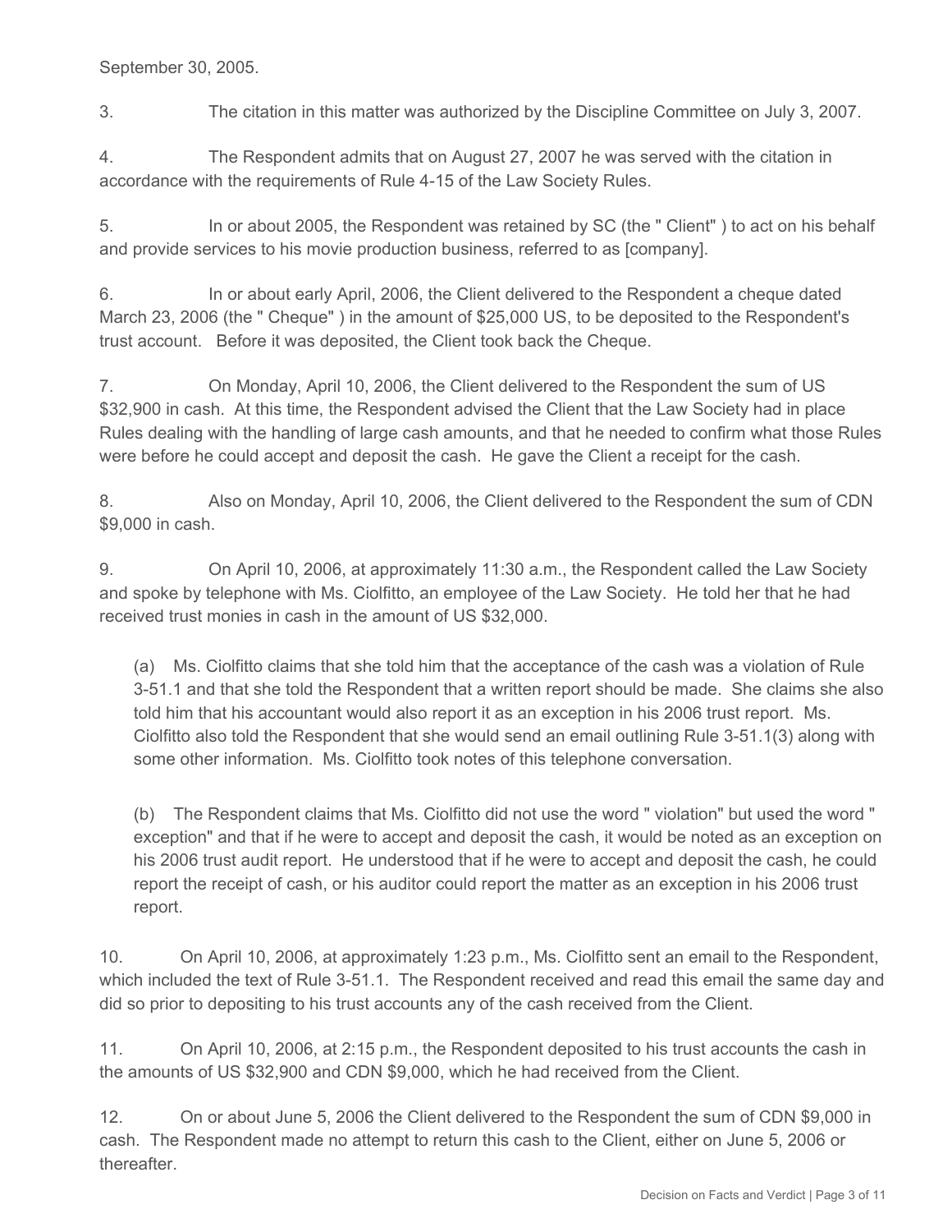September 30, 2005.

3. The citation in this matter was authorized by the Discipline Committee on July 3, 2007.

4. The Respondent admits that on August 27, 2007 he was served with the citation in accordance with the requirements of Rule 4-15 of the Law Society Rules.

5. In or about 2005, the Respondent was retained by SC (the " Client" ) to act on his behalf and provide services to his movie production business, referred to as [company].

6. In or about early April, 2006, the Client delivered to the Respondent a cheque dated March 23, 2006 (the " Cheque" ) in the amount of $25,000 US, to be deposited to the Respondent's trust account. Before it was deposited, the Client took back the Cheque.

7. On Monday, April 10, 2006, the Client delivered to the Respondent the sum of US $32,900 in cash. At this time, the Respondent advised the Client that the Law Society had in place Rules dealing with the handling of large cash amounts, and that he needed to confirm what those Rules were before he could accept and deposit the cash. He gave the Client a receipt for the cash.

8. Also on Monday, April 10, 2006, the Client delivered to the Respondent the sum of CDN $9,000 in cash.

9. On April 10, 2006, at approximately 11:30 a.m., the Respondent called the Law Society and spoke by telephone with Ms. Ciolfitto, an employee of the Law Society. He told her that he had received trust monies in cash in the amount of US $32,000.

(a) Ms. Ciolfitto claims that she told him that the acceptance of the cash was a violation of Rule 3-51.1 and that she told the Respondent that a written report should be made. She claims she also told him that his accountant would also report it as an exception in his 2006 trust report. Ms. Ciolfitto also told the Respondent that she would send an email outlining Rule 3-51.1(3) along with some other information. Ms. Ciolfitto took notes of this telephone conversation.

(b) The Respondent claims that Ms. Ciolfitto did not use the word " violation" but used the word " exception" and that if he were to accept and deposit the cash, it would be noted as an exception on his 2006 trust audit report. He understood that if he were to accept and deposit the cash, he could report the receipt of cash, or his auditor could report the matter as an exception in his 2006 trust report.

10. On April 10, 2006, at approximately 1:23 p.m., Ms. Ciolfitto sent an email to the Respondent, which included the text of Rule 3-51.1. The Respondent received and read this email the same day and did so prior to depositing to his trust accounts any of the cash received from the Client.

11. On April 10, 2006, at 2:15 p.m., the Respondent deposited to his trust accounts the cash in the amounts of US $32,900 and CDN $9,000, which he had received from the Client.

12. On or about June 5, 2006 the Client delivered to the Respondent the sum of CDN $9,000 in cash. The Respondent made no attempt to return this cash to the Client, either on June 5, 2006 or thereafter.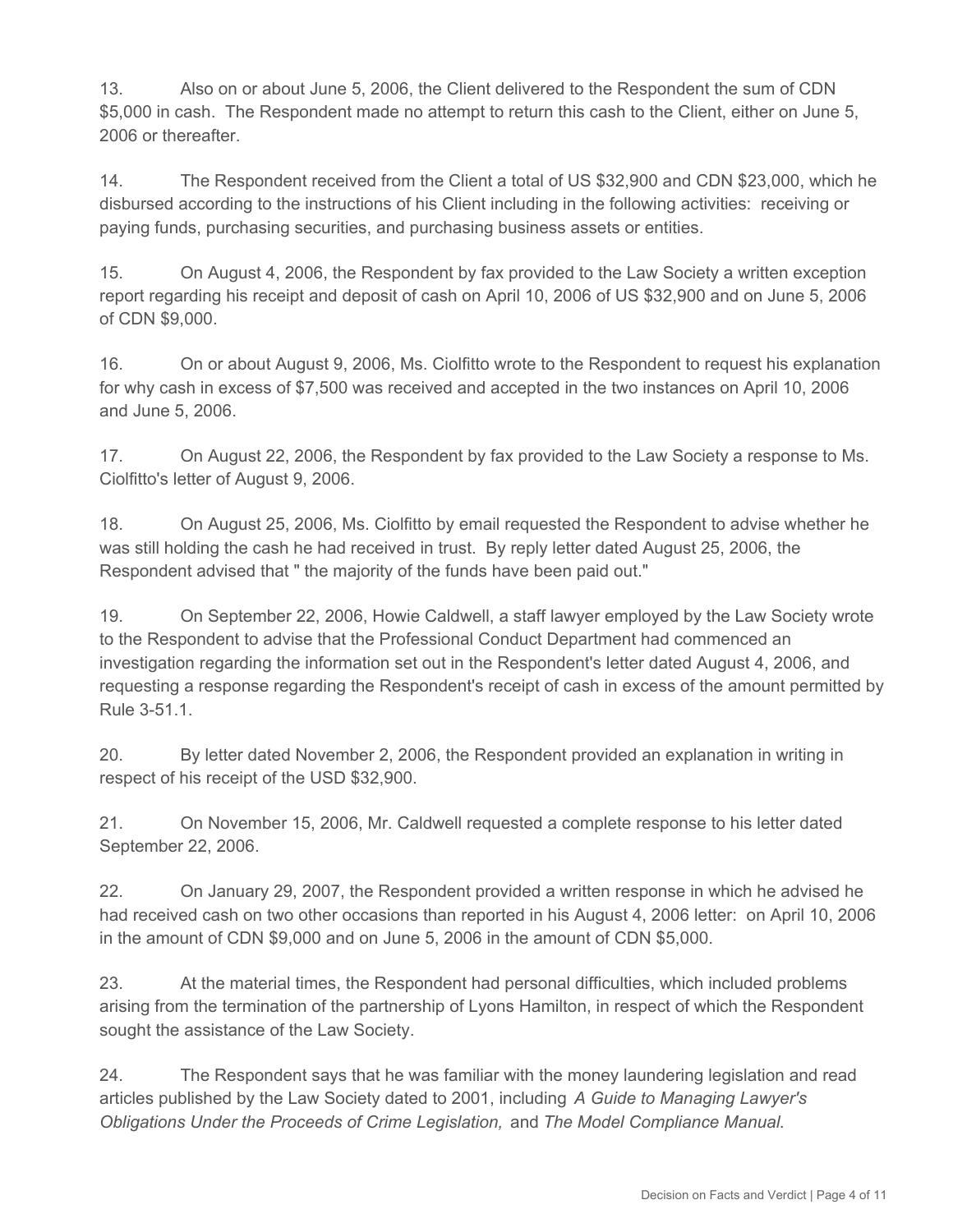13. Also on or about June 5, 2006, the Client delivered to the Respondent the sum of CDN $5,000 in cash. The Respondent made no attempt to return this cash to the Client, either on June 5, 2006 or thereafter.

14. The Respondent received from the Client a total of US $32,900 and CDN $23,000, which he disbursed according to the instructions of his Client including in the following activities: receiving or paying funds, purchasing securities, and purchasing business assets or entities.

15. On August 4, 2006, the Respondent by fax provided to the Law Society a written exception report regarding his receipt and deposit of cash on April 10, 2006 of US $32,900 and on June 5, 2006 of CDN $9,000.

16. On or about August 9, 2006, Ms. Ciolfitto wrote to the Respondent to request his explanation for why cash in excess of $7,500 was received and accepted in the two instances on April 10, 2006 and June 5, 2006.

17. On August 22, 2006, the Respondent by fax provided to the Law Society a response to Ms. Ciolfitto's letter of August 9, 2006.

18. On August 25, 2006, Ms. Ciolfitto by email requested the Respondent to advise whether he was still holding the cash he had received in trust. By reply letter dated August 25, 2006, the Respondent advised that " the majority of the funds have been paid out."

19. On September 22, 2006, Howie Caldwell, a staff lawyer employed by the Law Society wrote to the Respondent to advise that the Professional Conduct Department had commenced an investigation regarding the information set out in the Respondent's letter dated August 4, 2006, and requesting a response regarding the Respondent's receipt of cash in excess of the amount permitted by Rule 3-51.1.

20. By letter dated November 2, 2006, the Respondent provided an explanation in writing in respect of his receipt of the USD $32,900.

21. On November 15, 2006, Mr. Caldwell requested a complete response to his letter dated September 22, 2006.

22. On January 29, 2007, the Respondent provided a written response in which he advised he had received cash on two other occasions than reported in his August 4, 2006 letter: on April 10, 2006 in the amount of CDN $9,000 and on June 5, 2006 in the amount of CDN $5,000.

23. At the material times, the Respondent had personal difficulties, which included problems arising from the termination of the partnership of Lyons Hamilton, in respect of which the Respondent sought the assistance of the Law Society.

24. The Respondent says that he was familiar with the money laundering legislation and read articles published by the Law Society dated to 2001, including *A Guide to Managing Lawyer's Obligations Under the Proceeds of Crime Legislation,* and *The Model Compliance Manual*.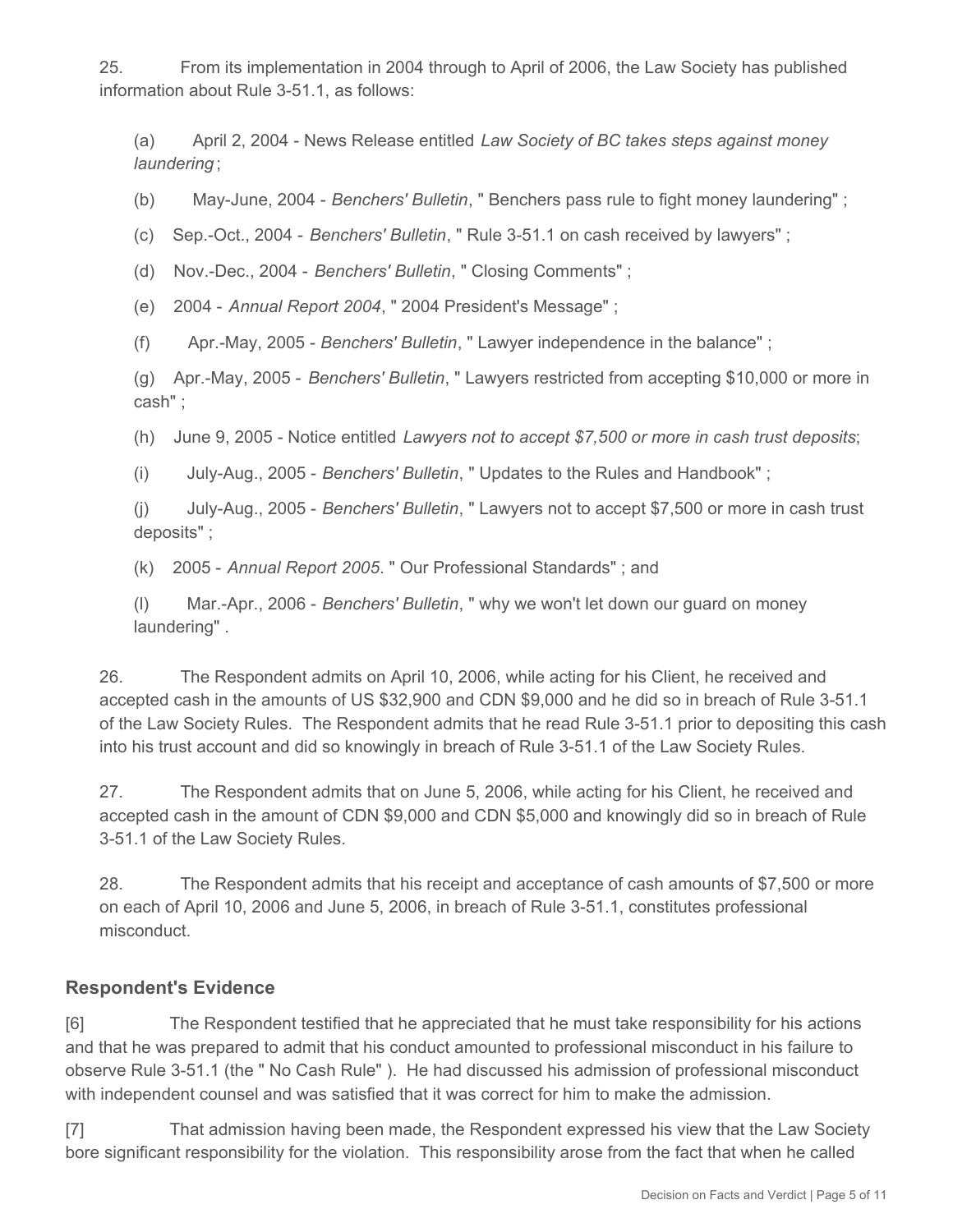25. From its implementation in 2004 through to April of 2006, the Law Society has published information about Rule 3-51.1, as follows:

(a) April 2, 2004 - News Release entitled *Law Society of BC takes steps against money laundering*;

(b) May-June, 2004 - *Benchers' Bulletin*, " Benchers pass rule to fight money laundering" ;

(c) Sep.-Oct., 2004 - *Benchers' Bulletin*, " Rule 3-51.1 on cash received by lawyers" ;

(d) Nov.-Dec., 2004 - *Benchers' Bulletin*, " Closing Comments" ;

(e) 2004 - *Annual Report 2004*, " 2004 President's Message" ;

(f) Apr.-May, 2005 - *Benchers' Bulletin*, " Lawyer independence in the balance" ;

(g) Apr.-May, 2005 - *Benchers' Bulletin*, " Lawyers restricted from accepting $10,000 or more in cash" ;

(h) June 9, 2005 - Notice entitled *Lawyers not to accept $7,500 or more in cash trust deposits*;

(i) July-Aug., 2005 - *Benchers' Bulletin*, " Updates to the Rules and Handbook" ;

(j) July-Aug., 2005 - *Benchers' Bulletin*, " Lawyers not to accept $7,500 or more in cash trust deposits" ;

(k) 2005 - *Annual Report 2005*. " Our Professional Standards" ; and

(l) Mar.-Apr., 2006 - *Benchers' Bulletin*, " why we won't let down our guard on money laundering" .

26. The Respondent admits on April 10, 2006, while acting for his Client, he received and accepted cash in the amounts of US $32,900 and CDN $9,000 and he did so in breach of Rule 3-51.1 of the Law Society Rules. The Respondent admits that he read Rule 3-51.1 prior to depositing this cash into his trust account and did so knowingly in breach of Rule 3-51.1 of the Law Society Rules.

27. The Respondent admits that on June 5, 2006, while acting for his Client, he received and accepted cash in the amount of CDN $9,000 and CDN $5,000 and knowingly did so in breach of Rule 3-51.1 of the Law Society Rules.

28. The Respondent admits that his receipt and acceptance of cash amounts of $7,500 or more on each of April 10, 2006 and June 5, 2006, in breach of Rule 3-51.1, constitutes professional misconduct.

## Respondent's Evidence

[6] The Respondent testified that he appreciated that he must take responsibility for his actions and that he was prepared to admit that his conduct amounted to professional misconduct in his failure to observe Rule 3-51.1 (the " No Cash Rule" ). He had discussed his admission of professional misconduct with independent counsel and was satisfied that it was correct for him to make the admission.

[7] That admission having been made, the Respondent expressed his view that the Law Society bore significant responsibility for the violation. This responsibility arose from the fact that when he called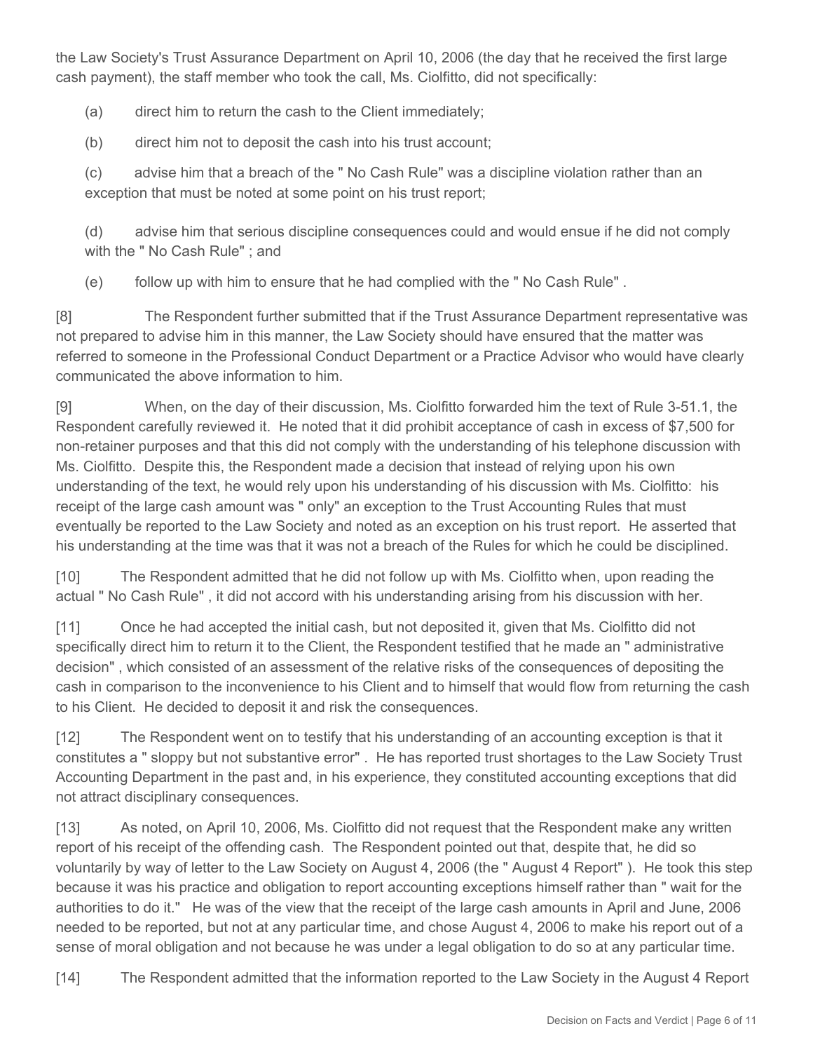the Law Society's Trust Assurance Department on April 10, 2006 (the day that he received the first large cash payment), the staff member who took the call, Ms. Ciolfitto, did not specifically:

(a) direct him to return the cash to the Client immediately;

(b) direct him not to deposit the cash into his trust account;

(c) advise him that a breach of the " No Cash Rule" was a discipline violation rather than an exception that must be noted at some point on his trust report;

(d) advise him that serious discipline consequences could and would ensue if he did not comply with the " No Cash Rule" ; and

(e) follow up with him to ensure that he had complied with the " No Cash Rule" .

[8] The Respondent further submitted that if the Trust Assurance Department representative was not prepared to advise him in this manner, the Law Society should have ensured that the matter was referred to someone in the Professional Conduct Department or a Practice Advisor who would have clearly communicated the above information to him.

[9] When, on the day of their discussion, Ms. Ciolfitto forwarded him the text of Rule 3-51.1, the Respondent carefully reviewed it. He noted that it did prohibit acceptance of cash in excess of $7,500 for non-retainer purposes and that this did not comply with the understanding of his telephone discussion with Ms. Ciolfitto. Despite this, the Respondent made a decision that instead of relying upon his own understanding of the text, he would rely upon his understanding of his discussion with Ms. Ciolfitto: his receipt of the large cash amount was " only" an exception to the Trust Accounting Rules that must eventually be reported to the Law Society and noted as an exception on his trust report. He asserted that his understanding at the time was that it was not a breach of the Rules for which he could be disciplined.

[10] The Respondent admitted that he did not follow up with Ms. Ciolfitto when, upon reading the actual " No Cash Rule" , it did not accord with his understanding arising from his discussion with her.

[11] Once he had accepted the initial cash, but not deposited it, given that Ms. Ciolfitto did not specifically direct him to return it to the Client, the Respondent testified that he made an " administrative decision" , which consisted of an assessment of the relative risks of the consequences of depositing the cash in comparison to the inconvenience to his Client and to himself that would flow from returning the cash to his Client. He decided to deposit it and risk the consequences.

[12] The Respondent went on to testify that his understanding of an accounting exception is that it constitutes a " sloppy but not substantive error" . He has reported trust shortages to the Law Society Trust Accounting Department in the past and, in his experience, they constituted accounting exceptions that did not attract disciplinary consequences.

[13] As noted, on April 10, 2006, Ms. Ciolfitto did not request that the Respondent make any written report of his receipt of the offending cash. The Respondent pointed out that, despite that, he did so voluntarily by way of letter to the Law Society on August 4, 2006 (the " August 4 Report" ). He took this step because it was his practice and obligation to report accounting exceptions himself rather than " wait for the authorities to do it." He was of the view that the receipt of the large cash amounts in April and June, 2006 needed to be reported, but not at any particular time, and chose August 4, 2006 to make his report out of a sense of moral obligation and not because he was under a legal obligation to do so at any particular time.

[14] The Respondent admitted that the information reported to the Law Society in the August 4 Report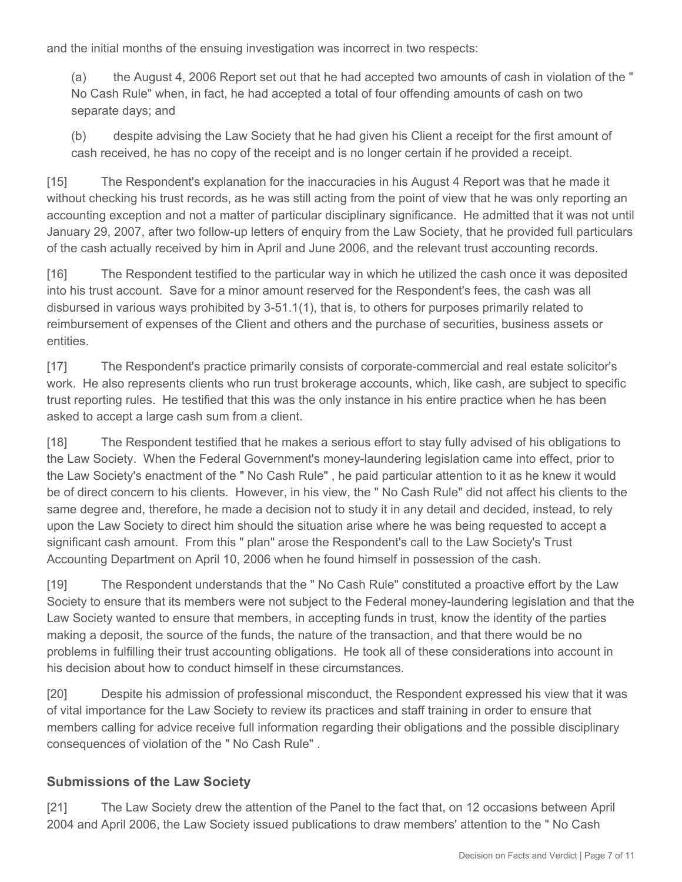and the initial months of the ensuing investigation was incorrect in two respects:

(a) the August 4, 2006 Report set out that he had accepted two amounts of cash in violation of the " No Cash Rule" when, in fact, he had accepted a total of four offending amounts of cash on two separate days; and

(b) despite advising the Law Society that he had given his Client a receipt for the first amount of cash received, he has no copy of the receipt and is no longer certain if he provided a receipt.

[15] The Respondent's explanation for the inaccuracies in his August 4 Report was that he made it without checking his trust records, as he was still acting from the point of view that he was only reporting an accounting exception and not a matter of particular disciplinary significance. He admitted that it was not until January 29, 2007, after two follow-up letters of enquiry from the Law Society, that he provided full particulars of the cash actually received by him in April and June 2006, and the relevant trust accounting records.

[16] The Respondent testified to the particular way in which he utilized the cash once it was deposited into his trust account. Save for a minor amount reserved for the Respondent's fees, the cash was all disbursed in various ways prohibited by 3-51.1(1), that is, to others for purposes primarily related to reimbursement of expenses of the Client and others and the purchase of securities, business assets or entities.

[17] The Respondent's practice primarily consists of corporate-commercial and real estate solicitor's work. He also represents clients who run trust brokerage accounts, which, like cash, are subject to specific trust reporting rules. He testified that this was the only instance in his entire practice when he has been asked to accept a large cash sum from a client.

[18] The Respondent testified that he makes a serious effort to stay fully advised of his obligations to the Law Society. When the Federal Government's money-laundering legislation came into effect, prior to the Law Society's enactment of the " No Cash Rule" , he paid particular attention to it as he knew it would be of direct concern to his clients. However, in his view, the " No Cash Rule" did not affect his clients to the same degree and, therefore, he made a decision not to study it in any detail and decided, instead, to rely upon the Law Society to direct him should the situation arise where he was being requested to accept a significant cash amount. From this " plan" arose the Respondent's call to the Law Society's Trust Accounting Department on April 10, 2006 when he found himself in possession of the cash.

[19] The Respondent understands that the " No Cash Rule" constituted a proactive effort by the Law Society to ensure that its members were not subject to the Federal money-laundering legislation and that the Law Society wanted to ensure that members, in accepting funds in trust, know the identity of the parties making a deposit, the source of the funds, the nature of the transaction, and that there would be no problems in fulfilling their trust accounting obligations. He took all of these considerations into account in his decision about how to conduct himself in these circumstances.

[20] Despite his admission of professional misconduct, the Respondent expressed his view that it was of vital importance for the Law Society to review its practices and staff training in order to ensure that members calling for advice receive full information regarding their obligations and the possible disciplinary consequences of violation of the " No Cash Rule" .

## Submissions of the Law Society

[21] The Law Society drew the attention of the Panel to the fact that, on 12 occasions between April 2004 and April 2006, the Law Society issued publications to draw members' attention to the " No Cash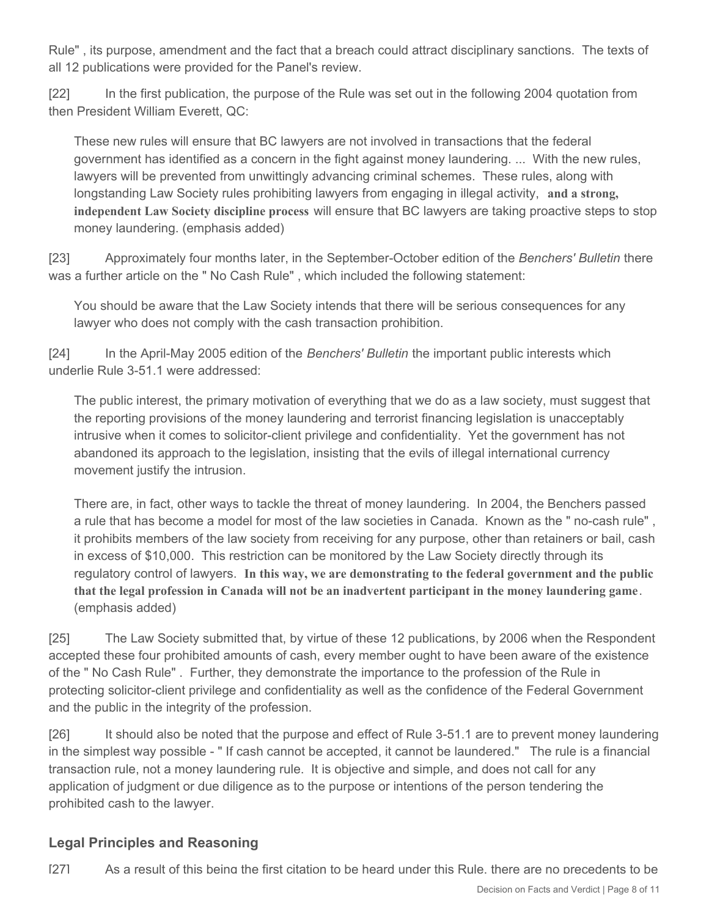Rule" , its purpose, amendment and the fact that a breach could attract disciplinary sanctions. The texts of all 12 publications were provided for the Panel's review.

[22] In the first publication, the purpose of the Rule was set out in the following 2004 quotation from then President William Everett, QC:

> These new rules will ensure that BC lawyers are not involved in transactions that the federal government has identified as a concern in the fight against money laundering. ... With the new rules, lawyers will be prevented from unwittingly advancing criminal schemes. These rules, along with longstanding Law Society rules prohibiting lawyers from engaging in illegal activity, **and a strong, independent Law Society discipline process** will ensure that BC lawyers are taking proactive steps to stop money laundering. (emphasis added)

[23] Approximately four months later, in the September-October edition of the *Benchers' Bulletin* there was a further article on the " No Cash Rule" , which included the following statement:

> You should be aware that the Law Society intends that there will be serious consequences for any lawyer who does not comply with the cash transaction prohibition.

[24] In the April-May 2005 edition of the *Benchers' Bulletin* the important public interests which underlie Rule 3-51.1 were addressed:

> The public interest, the primary motivation of everything that we do as a law society, must suggest that the reporting provisions of the money laundering and terrorist financing legislation is unacceptably intrusive when it comes to solicitor-client privilege and confidentiality. Yet the government has not abandoned its approach to the legislation, insisting that the evils of illegal international currency movement justify the intrusion.
>
> There are, in fact, other ways to tackle the threat of money laundering. In 2004, the Benchers passed a rule that has become a model for most of the law societies in Canada. Known as the " no-cash rule" , it prohibits members of the law society from receiving for any purpose, other than retainers or bail, cash in excess of $10,000. This restriction can be monitored by the Law Society directly through its regulatory control of lawyers. **In this way, we are demonstrating to the federal government and the public that the legal profession in Canada will not be an inadvertent participant in the money laundering game**. (emphasis added)

[25] The Law Society submitted that, by virtue of these 12 publications, by 2006 when the Respondent accepted these four prohibited amounts of cash, every member ought to have been aware of the existence of the " No Cash Rule" . Further, they demonstrate the importance to the profession of the Rule in protecting solicitor-client privilege and confidentiality as well as the confidence of the Federal Government and the public in the integrity of the profession.

[26] It should also be noted that the purpose and effect of Rule 3-51.1 are to prevent money laundering in the simplest way possible - " If cash cannot be accepted, it cannot be laundered." The rule is a financial transaction rule, not a money laundering rule. It is objective and simple, and does not call for any application of judgment or due diligence as to the purpose or intentions of the person tendering the prohibited cash to the lawyer.

## Legal Principles and Reasoning

[27] As a result of this being the first citation to be heard under this Rule, there are no precedents to be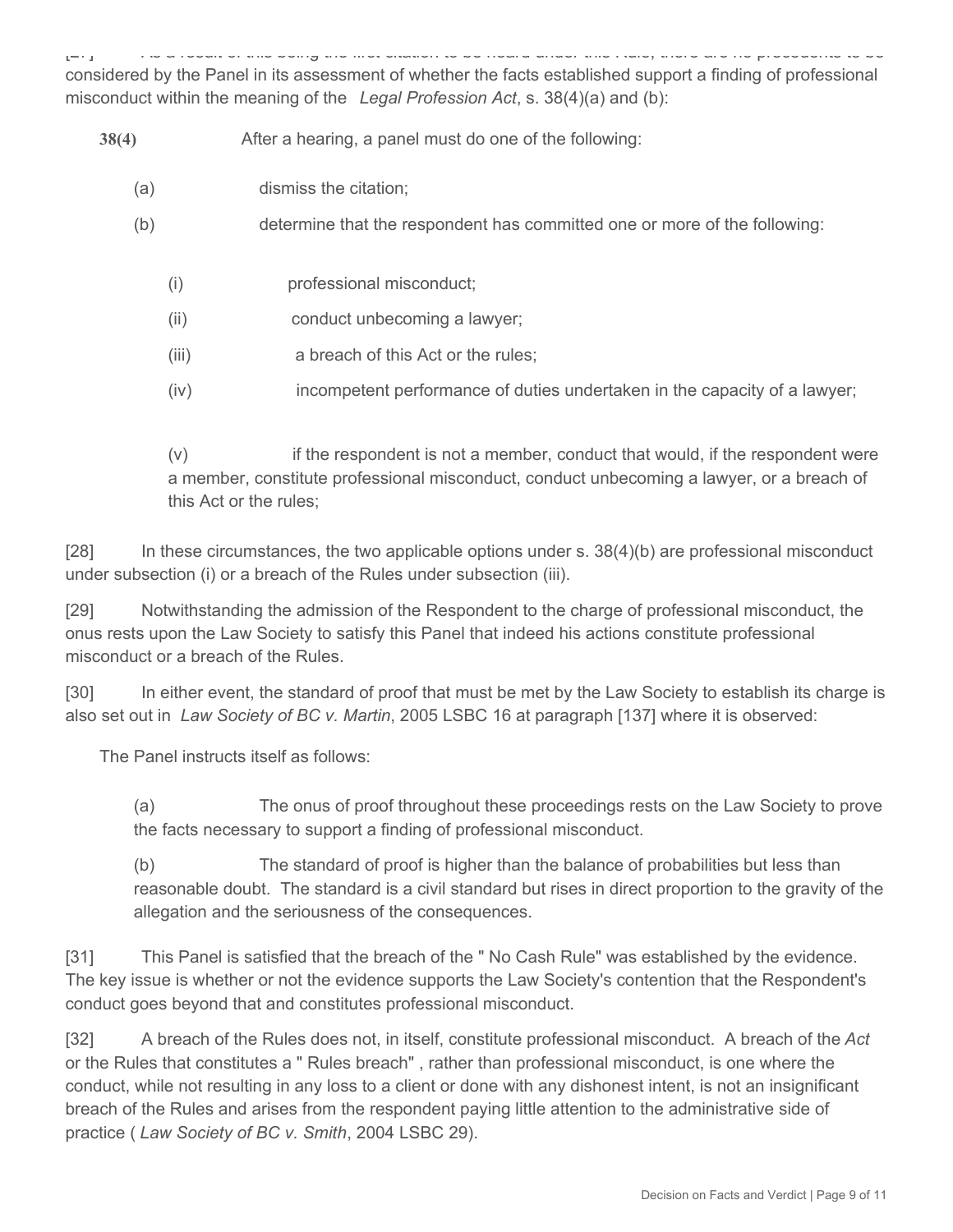considered by the Panel in its assessment of whether the facts established support a finding of professional misconduct within the meaning of the *Legal Profession Act*, s. 38(4)(a) and (b):

> **38(4)** After a hearing, a panel must do one of the following:
>
> (a) dismiss the citation;
>
> (b) determine that the respondent has committed one or more of the following:
>
> > (i) professional misconduct;
> >
> > (ii) conduct unbecoming a lawyer;
> >
> > (iii) a breach of this Act or the rules;
> >
> > (iv) incompetent performance of duties undertaken in the capacity of a lawyer;
> >
> > (v) if the respondent is not a member, conduct that would, if the respondent were a member, constitute professional misconduct, conduct unbecoming a lawyer, or a breach of this Act or the rules;

[28] In these circumstances, the two applicable options under s. 38(4)(b) are professional misconduct under subsection (i) or a breach of the Rules under subsection (iii).

[29] Notwithstanding the admission of the Respondent to the charge of professional misconduct, the onus rests upon the Law Society to satisfy this Panel that indeed his actions constitute professional misconduct or a breach of the Rules.

[30] In either event, the standard of proof that must be met by the Law Society to establish its charge is also set out in *Law Society of BC v. Martin*, 2005 LSBC 16 at paragraph [137] where it is observed:

> The Panel instructs itself as follows:
>
> (a) The onus of proof throughout these proceedings rests on the Law Society to prove the facts necessary to support a finding of professional misconduct.
>
> (b) The standard of proof is higher than the balance of probabilities but less than reasonable doubt. The standard is a civil standard but rises in direct proportion to the gravity of the allegation and the seriousness of the consequences.

[31] This Panel is satisfied that the breach of the " No Cash Rule" was established by the evidence. The key issue is whether or not the evidence supports the Law Society's contention that the Respondent's conduct goes beyond that and constitutes professional misconduct.

[32] A breach of the Rules does not, in itself, constitute professional misconduct. A breach of the *Act* or the Rules that constitutes a " Rules breach" , rather than professional misconduct, is one where the conduct, while not resulting in any loss to a client or done with any dishonest intent, is not an insignificant breach of the Rules and arises from the respondent paying little attention to the administrative side of practice ( *Law Society of BC v. Smith*, 2004 LSBC 29).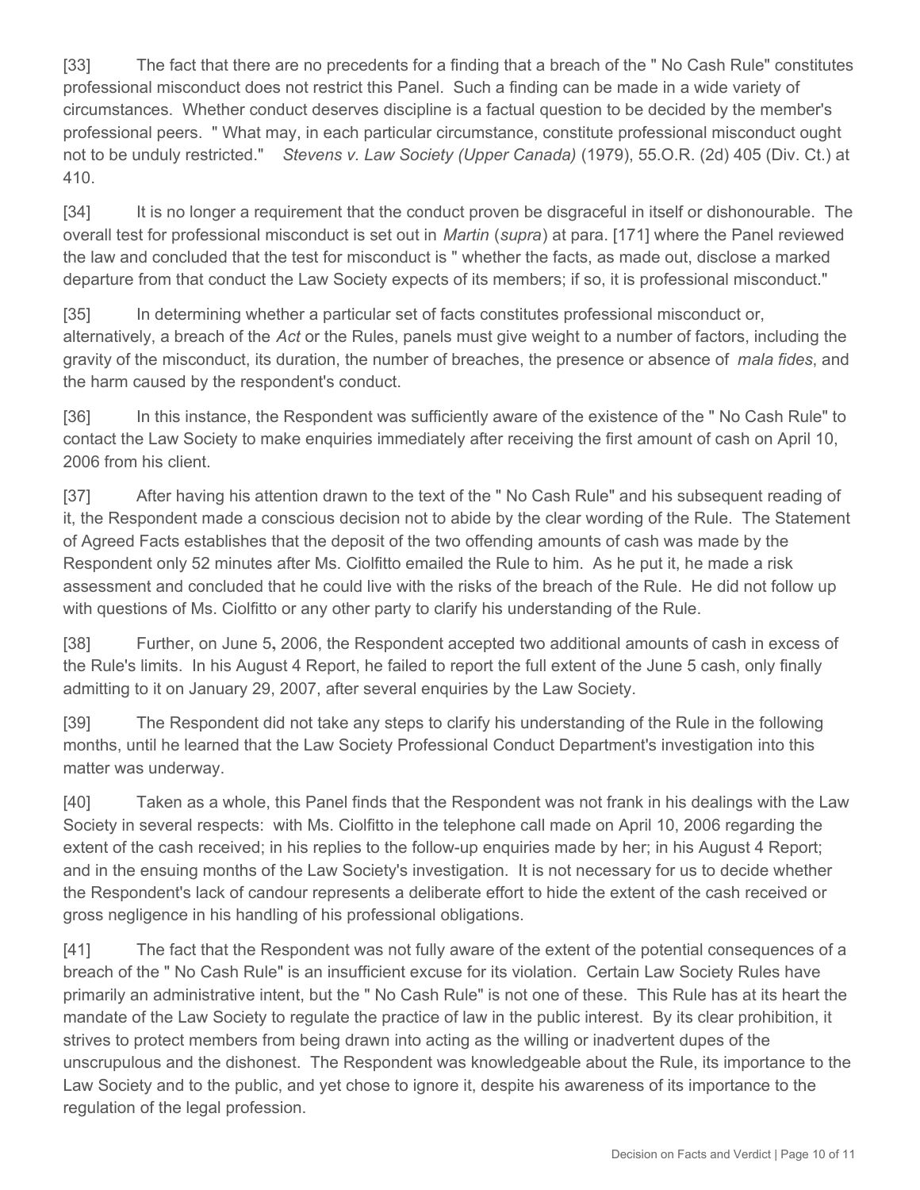[33] The fact that there are no precedents for a finding that a breach of the " No Cash Rule" constitutes professional misconduct does not restrict this Panel. Such a finding can be made in a wide variety of circumstances. Whether conduct deserves discipline is a factual question to be decided by the member's professional peers. " What may, in each particular circumstance, constitute professional misconduct ought not to be unduly restricted." *Stevens v. Law Society (Upper Canada)* (1979), 55.O.R. (2d) 405 (Div. Ct.) at 410.

[34] It is no longer a requirement that the conduct proven be disgraceful in itself or dishonourable. The overall test for professional misconduct is set out in *Martin* (*supra*) at para. [171] where the Panel reviewed the law and concluded that the test for misconduct is " whether the facts, as made out, disclose a marked departure from that conduct the Law Society expects of its members; if so, it is professional misconduct."

[35] In determining whether a particular set of facts constitutes professional misconduct or, alternatively, a breach of the *Act* or the Rules, panels must give weight to a number of factors, including the gravity of the misconduct, its duration, the number of breaches, the presence or absence of *mala fides*, and the harm caused by the respondent's conduct.

[36] In this instance, the Respondent was sufficiently aware of the existence of the " No Cash Rule" to contact the Law Society to make enquiries immediately after receiving the first amount of cash on April 10, 2006 from his client.

[37] After having his attention drawn to the text of the " No Cash Rule" and his subsequent reading of it, the Respondent made a conscious decision not to abide by the clear wording of the Rule. The Statement of Agreed Facts establishes that the deposit of the two offending amounts of cash was made by the Respondent only 52 minutes after Ms. Ciolfitto emailed the Rule to him. As he put it, he made a risk assessment and concluded that he could live with the risks of the breach of the Rule. He did not follow up with questions of Ms. Ciolfitto or any other party to clarify his understanding of the Rule.

[38] Further, on June 5, 2006, the Respondent accepted two additional amounts of cash in excess of the Rule's limits. In his August 4 Report, he failed to report the full extent of the June 5 cash, only finally admitting to it on January 29, 2007, after several enquiries by the Law Society.

[39] The Respondent did not take any steps to clarify his understanding of the Rule in the following months, until he learned that the Law Society Professional Conduct Department's investigation into this matter was underway.

[40] Taken as a whole, this Panel finds that the Respondent was not frank in his dealings with the Law Society in several respects: with Ms. Ciolfitto in the telephone call made on April 10, 2006 regarding the extent of the cash received; in his replies to the follow-up enquiries made by her; in his August 4 Report; and in the ensuing months of the Law Society's investigation. It is not necessary for us to decide whether the Respondent's lack of candour represents a deliberate effort to hide the extent of the cash received or gross negligence in his handling of his professional obligations.

[41] The fact that the Respondent was not fully aware of the extent of the potential consequences of a breach of the " No Cash Rule" is an insufficient excuse for its violation. Certain Law Society Rules have primarily an administrative intent, but the " No Cash Rule" is not one of these. This Rule has at its heart the mandate of the Law Society to regulate the practice of law in the public interest. By its clear prohibition, it strives to protect members from being drawn into acting as the willing or inadvertent dupes of the unscrupulous and the dishonest. The Respondent was knowledgeable about the Rule, its importance to the Law Society and to the public, and yet chose to ignore it, despite his awareness of its importance to the regulation of the legal profession.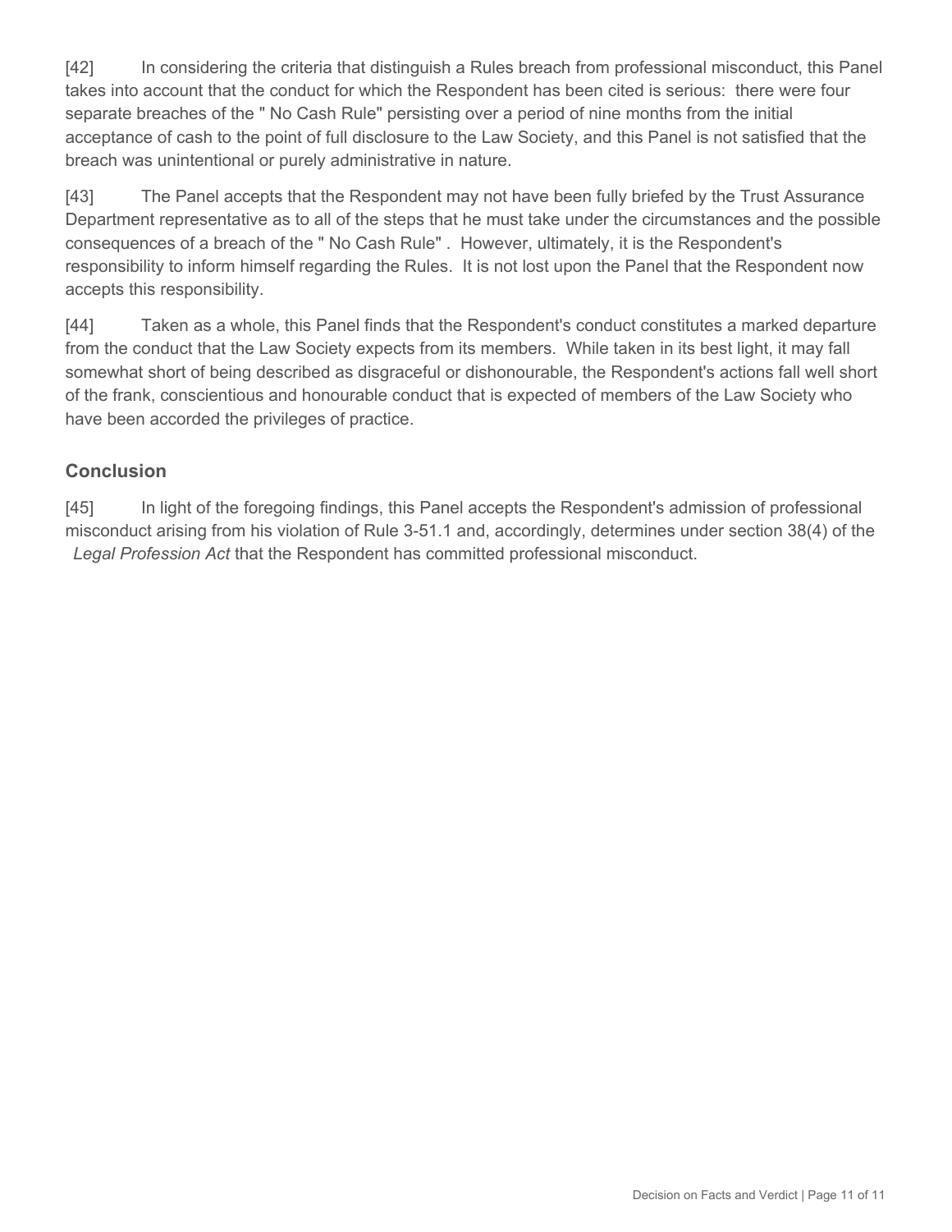[42] In considering the criteria that distinguish a Rules breach from professional misconduct, this Panel takes into account that the conduct for which the Respondent has been cited is serious: there were four separate breaches of the " No Cash Rule" persisting over a period of nine months from the initial acceptance of cash to the point of full disclosure to the Law Society, and this Panel is not satisfied that the breach was unintentional or purely administrative in nature.

[43] The Panel accepts that the Respondent may not have been fully briefed by the Trust Assurance Department representative as to all of the steps that he must take under the circumstances and the possible consequences of a breach of the " No Cash Rule" . However, ultimately, it is the Respondent's responsibility to inform himself regarding the Rules. It is not lost upon the Panel that the Respondent now accepts this responsibility.

[44] Taken as a whole, this Panel finds that the Respondent's conduct constitutes a marked departure from the conduct that the Law Society expects from its members. While taken in its best light, it may fall somewhat short of being described as disgraceful or dishonourable, the Respondent's actions fall well short of the frank, conscientious and honourable conduct that is expected of members of the Law Society who have been accorded the privileges of practice.

## Conclusion

[45] In light of the foregoing findings, this Panel accepts the Respondent's admission of professional misconduct arising from his violation of Rule 3-51.1 and, accordingly, determines under section 38(4) of the *Legal Profession Act* that the Respondent has committed professional misconduct.